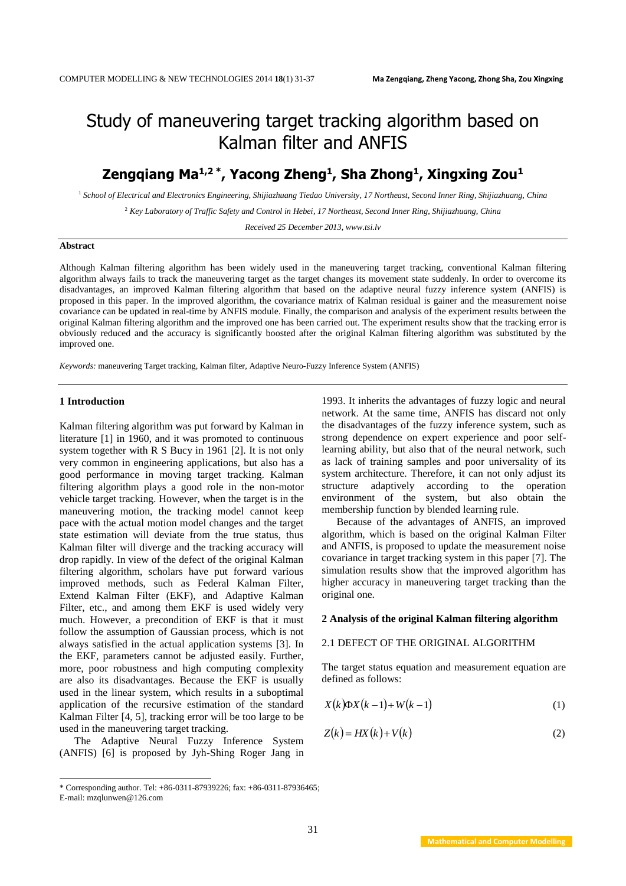# Study of maneuvering target tracking algorithm based on Kalman filter and ANFIS

## Zengqiang Ma[1,2] *, Yacong Zheng[1], Sha Zhong[1], Xingxing Zou[1]

[1] *School of Electrical and Electronics Engineering, Shijiazhuang Tiedao University, 17 Northeast, Second Inner Ring, Shijiazhuang, China*

[2] *Key Laboratory of Traffic Safety and Control in Hebei, 17 Northeast, Second Inner Ring, Shijiazhuang, China*

*Received 25 December 2013, www.tsi.lv*

**Abstract**

Although Kalman filtering algorithm has been widely used in the maneuvering target tracking, conventional Kalman filtering algorithm always fails to track the maneuvering target as the target changes its movement state suddenly. In order to overcome its disadvantages, an improved Kalman filtering algorithm that based on the adaptive neural fuzzy inference system (ANFIS) is proposed in this paper. In the improved algorithm, the covariance matrix of Kalman residual is gainer and the measurement noise covariance can be updated in real-time by ANFIS module. Finally, the comparison and analysis of the experiment results between the original Kalman filtering algorithm and the improved one has been carried out. The experiment results show that the tracking error is obviously reduced and the accuracy is significantly boosted after the original Kalman filtering algorithm was substituted by the improved one.

*Keywords:* maneuvering Target tracking, Kalman filter, Adaptive Neuro-Fuzzy Inference System (ANFIS)

### 1 Introduction

Kalman filtering algorithm was put forward by Kalman in literature [1] in 1960, and it was promoted to continuous system together with R S Bucy in 1961 [2]. It is not only very common in engineering applications, but also has a good performance in moving target tracking. Kalman filtering algorithm plays a good role in the non-motor vehicle target tracking. However, when the target is in the maneuvering motion, the tracking model cannot keep pace with the actual motion model changes and the target state estimation will deviate from the true status, thus Kalman filter will diverge and the tracking accuracy will drop rapidly. In view of the defect of the original Kalman filtering algorithm, scholars have put forward various improved methods, such as Federal Kalman Filter, Extend Kalman Filter (EKF), and Adaptive Kalman Filter, etc., and among them EKF is used widely very much. However, a precondition of EKF is that it must follow the assumption of Gaussian process, which is not always satisfied in the actual application systems [3]. In the EKF, parameters cannot be adjusted easily. Further, more, poor robustness and high computing complexity are also its disadvantages. Because the EKF is usually used in the linear system, which results in a suboptimal application of the recursive estimation of the standard Kalman Filter [4, 5], tracking error will be too large to be used in the maneuvering target tracking.

The Adaptive Neural Fuzzy Inference System (ANFIS) [6] is proposed by Jyh-Shing Roger Jang in 1993. It inherits the advantages of fuzzy logic and neural network. At the same time, ANFIS has discard not only the disadvantages of the fuzzy inference system, such as strong dependence on expert experience and poor self-learning ability, but also that of the neural network, such as lack of training samples and poor universality of its system architecture. Therefore, it can not only adjust its structure adaptively according to the operation environment of the system, but also obtain the membership function by blended learning rule.

Because of the advantages of ANFIS, an improved algorithm, which is based on the original Kalman Filter and ANFIS, is proposed to update the measurement noise covariance in target tracking system in this paper [7]. The simulation results show that the improved algorithm has higher accuracy in maneuvering target tracking than the original one.

### 2 Analysis of the original Kalman filtering algorithm

#### 2.1 DEFECT OF THE ORIGINAL ALGORITHM

The target status equation and measurement equation are defined as follows:

$$X(k)\Phi X(k-1)+W(k-1) \tag{1}$$

$$Z(k)=HX(k)+V(k) \tag{2}$$

\* Corresponding author. Tel: +86-0311-87939226; fax: +86-0311-87936465;
E-mail: mzqlunwen@126.com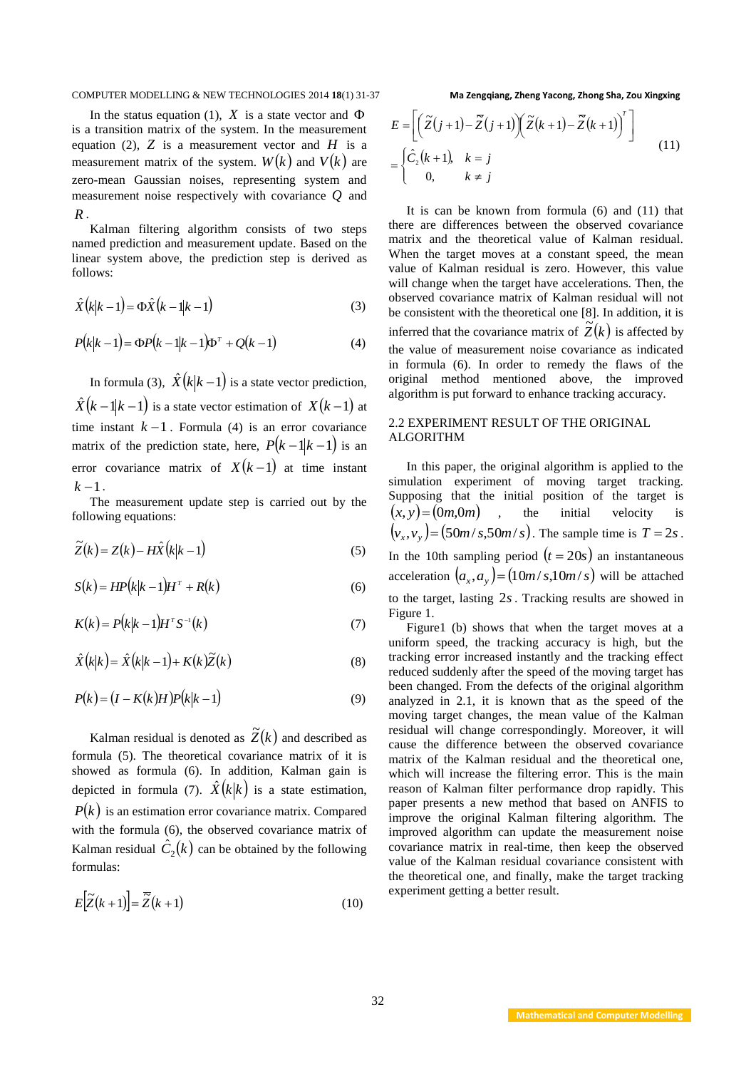In the status equation (1), $X$ is a state vector and $\Phi$ is a transition matrix of the system. In the measurement equation (2), $Z$ is a measurement vector and $H$ is a measurement matrix of the system. $W(k)$ and $V(k)$ are zero-mean Gaussian noises, representing system and measurement noise respectively with covariance $Q$ and $R$.

Kalman filtering algorithm consists of two steps named prediction and measurement update. Based on the linear system above, the prediction step is derived as follows:

$$\hat{X}(k|k-1) = \Phi\hat{X}(k-1|k-1) \tag{3}$$

$$P(k|k-1) = \Phi P(k-1|k-1)\Phi^T + Q(k-1) \tag{4}$$

In formula (3), $\hat{X}(k|k-1)$ is a state vector prediction, $\hat{X}(k-1|k-1)$ is a state vector estimation of $X(k-1)$ at time instant $k-1$. Formula (4) is an error covariance matrix of the prediction state, here, $P(k-1|k-1)$ is an error covariance matrix of $X(k-1)$ at time instant $k-1$.

The measurement update step is carried out by the following equations:

$$\tilde{Z}(k) = Z(k) - H\hat{X}(k|k-1) \tag{5}$$

$$S(k) = HP(k|k-1)H^T + R(k) \tag{6}$$

$$K(k) = P(k|k-1)H^T S^{-1}(k) \tag{7}$$

$$\hat{X}(k|k) = \hat{X}(k|k-1) + K(k)\tilde{Z}(k) \tag{8}$$

$$P(k) = (I - K(k)H)P(k|k-1) \tag{9}$$

Kalman residual is denoted as $\tilde{Z}(k)$ and described as formula (5). The theoretical covariance matrix of it is showed as formula (6). In addition, Kalman gain is depicted in formula (7). $\hat{X}(k|k)$ is a state estimation, $P(k)$ is an estimation error covariance matrix. Compared with the formula (6), the observed covariance matrix of Kalman residual $\hat{C}_2(k)$ can be obtained by the following formulas:

$$E\left[\tilde{Z}(k+1)\right] = \overline{\tilde{Z}}(k+1) \tag{10}$$

$$E = \left[\left(\tilde{Z}(j+1) - \overline{\tilde{Z}}(j+1)\right)\left(\tilde{Z}(k+1) - \overline{\tilde{Z}}(k+1)\right)^T\right] = \begin{cases} \hat{C}_2(k+1), & k = j \\ 0, & k \neq j \end{cases} \tag{11}$$

It is can be known from formula (6) and (11) that there are differences between the observed covariance matrix and the theoretical value of Kalman residual. When the target moves at a constant speed, the mean value of Kalman residual is zero. However, this value will change when the target have accelerations. Then, the observed covariance matrix of Kalman residual will not be consistent with the theoretical one [8]. In addition, it is inferred that the covariance matrix of $\tilde{Z}(k)$ is affected by the value of measurement noise covariance as indicated in formula (6). In order to remedy the flaws of the original method mentioned above, the improved algorithm is put forward to enhance tracking accuracy.

## 2.2 EXPERIMENT RESULT OF THE ORIGINAL ALGORITHM

In this paper, the original algorithm is applied to the simulation experiment of moving target tracking. Supposing that the initial position of the target is $(x, y) = (0m, 0m)$, the initial velocity is $(v_x, v_y) = (50m/s, 50m/s)$. The sample time is $T = 2s$. In the 10th sampling period $(t = 20s)$ an instantaneous acceleration $(a_x, a_y) = (10m/s, 10m/s)$ will be attached to the target, lasting $2s$. Tracking results are showed in Figure 1.

Figure1 (b) shows that when the target moves at a uniform speed, the tracking accuracy is high, but the tracking error increased instantly and the tracking effect reduced suddenly after the speed of the moving target has been changed. From the defects of the original algorithm analyzed in 2.1, it is known that as the speed of the moving target changes, the mean value of the Kalman residual will change correspondingly. Moreover, it will cause the difference between the observed covariance matrix of the Kalman residual and the theoretical one, which will increase the filtering error. This is the main reason of Kalman filter performance drop rapidly. This paper presents a new method that based on ANFIS to improve the original Kalman filtering algorithm. The improved algorithm can update the measurement noise covariance matrix in real-time, then keep the observed value of the Kalman residual covariance consistent with the theoretical one, and finally, make the target tracking experiment getting a better result.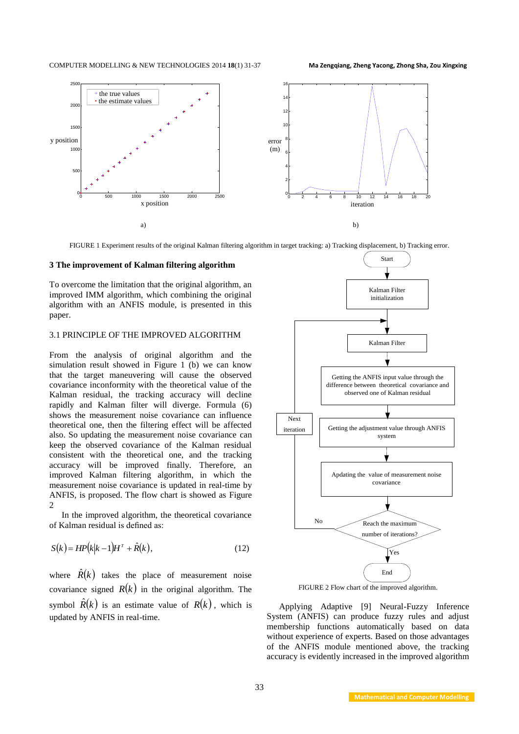FIGURE 1 Experiment results of the original Kalman filtering algorithm in target tracking: a) Tracking displacement, b) Tracking error.

## 3 The improvement of Kalman filtering algorithm

To overcome the limitation that the original algorithm, an improved IMM algorithm, which combining the original algorithm with an ANFIS module, is presented in this paper.

### 3.1 PRINCIPLE OF THE IMPROVED ALGORITHM

From the analysis of original algorithm and the simulation result showed in Figure 1 (b) we can know that the target maneuvering will cause the observed covariance inconformity with the theoretical value of the Kalman residual, the tracking accuracy will decline rapidly and Kalman filter will diverge. Formula (6) shows the measurement noise covariance can influence theoretical one, then the filtering effect will be affected also. So updating the measurement noise covariance can keep the observed covariance of the Kalman residual consistent with the theoretical one, and the tracking accuracy will be improved finally. Therefore, an improved Kalman filtering algorithm, in which the measurement noise covariance is updated in real-time by ANFIS, is proposed. The flow chart is showed as Figure 2

In the improved algorithm, the theoretical covariance of Kalman residual is defined as:

$$S(k) = HP(k|k-1)H^T + \hat{R}(k), \qquad (12)$$

where $\hat{R}(k)$ takes the place of measurement noise covariance signed $R(k)$ in the original algorithm. The symbol $\hat{R}(k)$ is an estimate value of $R(k)$, which is updated by ANFIS in real-time.

FIGURE 2 Flow chart of the improved algorithm.

Applying Adaptive [9] Neural-Fuzzy Inference System (ANFIS) can produce fuzzy rules and adjust membership functions automatically based on data without experience of experts. Based on those advantages of the ANFIS module mentioned above, the tracking accuracy is evidently increased in the improved algorithm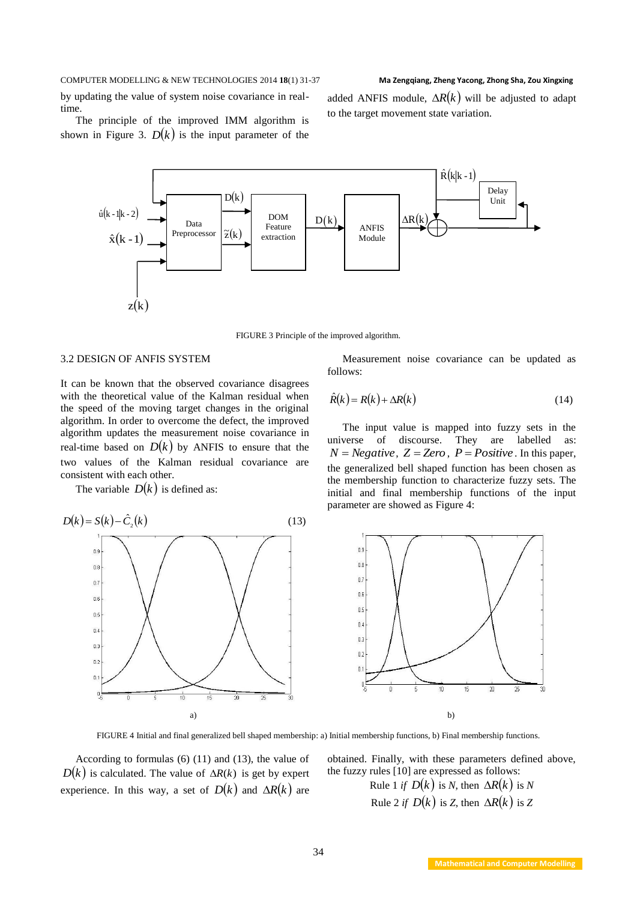by updating the value of system noise covariance in real-time.

The principle of the improved IMM algorithm is shown in Figure 3. $D(k)$ is the input parameter of the added ANFIS module, $\Delta R(k)$ will be adjusted to adapt to the target movement state variation.

FIGURE 3 Principle of the improved algorithm.

### 3.2 DESIGN OF ANFIS SYSTEM

It can be known that the observed covariance disagrees with the theoretical value of the Kalman residual when the speed of the moving target changes in the original algorithm. In order to overcome the defect, the improved algorithm updates the measurement noise covariance in real-time based on $D(k)$ by ANFIS to ensure that the two values of the Kalman residual covariance are consistent with each other.

The variable $D(k)$ is defined as:

$$D(k) = S(k) - \hat{C}_2(k) \tag{13}$$

Measurement noise covariance can be updated as follows:

$$\hat{R}(k) = R(k) + \Delta R(k) \tag{14}$$

The input value is mapped into fuzzy sets in the universe of discourse. They are labelled as: $N = Negative$, $Z = Zero$, $P = Positive$. In this paper, the generalized bell shaped function has been chosen as the membership function to characterize fuzzy sets. The initial and final membership functions of the input parameter are showed as Figure 4:

FIGURE 4 Initial and final generalized bell shaped membership: a) Initial membership functions, b) Final membership functions.

According to formulas (6) (11) and (13), the value of $D(k)$ is calculated. The value of $\Delta R(k)$ is get by expert experience. In this way, a set of $D(k)$ and $\Delta R(k)$ are obtained. Finally, with these parameters defined above, the fuzzy rules [10] are expressed as follows:

Rule 1 *if* $D(k)$ is *N*, then $\Delta R(k)$ is *N*

Rule 2 *if* $D(k)$ is *Z*, then $\Delta R(k)$ is *Z*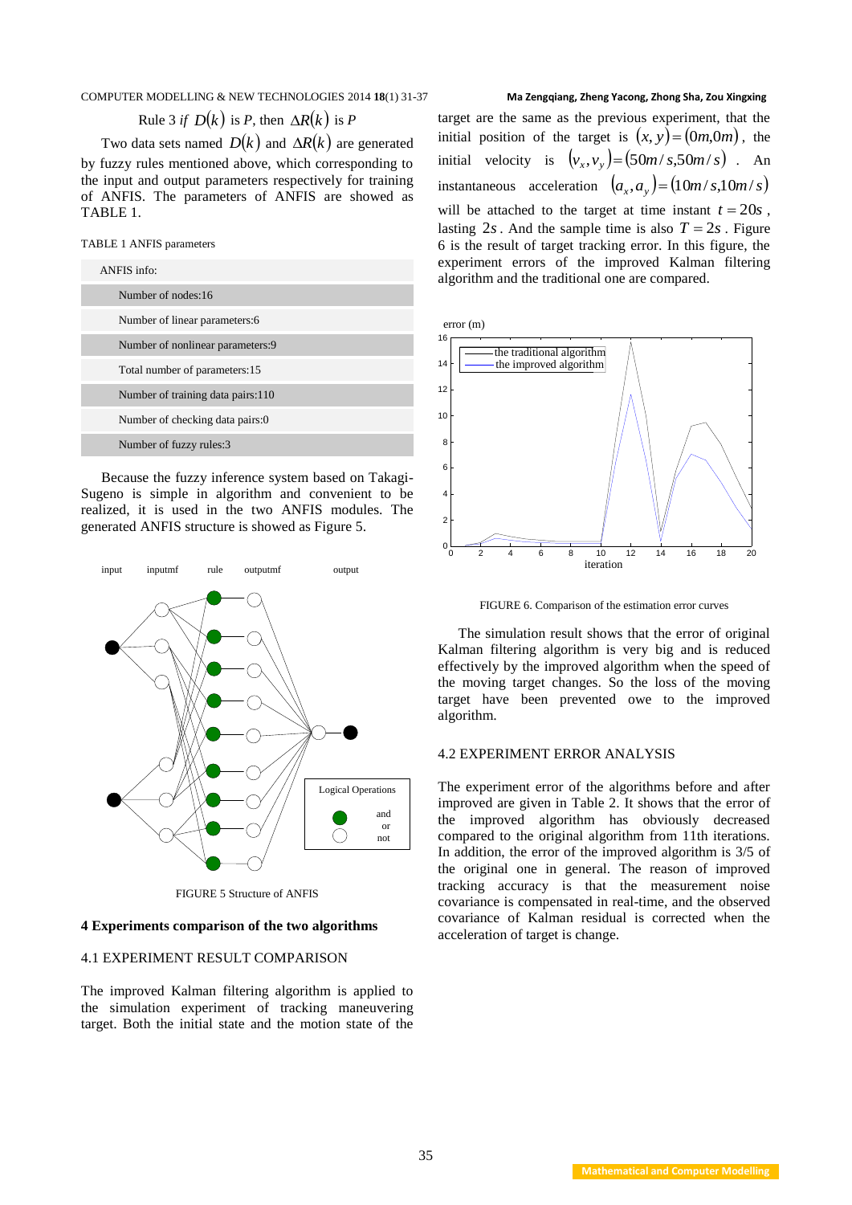Rule 3 *if* $D(k)$ is *P*, then $\Delta R(k)$ is *P*

Two data sets named $D(k)$ and $\Delta R(k)$ are generated by fuzzy rules mentioned above, which corresponding to the input and output parameters respectively for training of ANFIS. The parameters of ANFIS are showed as TABLE 1.

TABLE 1 ANFIS parameters

| ANFIS info: |
|---|
| Number of nodes:16 |
| Number of linear parameters:6 |
| Number of nonlinear parameters:9 |
| Total number of parameters:15 |
| Number of training data pairs:110 |
| Number of checking data pairs:0 |
| Number of fuzzy rules:3 |

Because the fuzzy inference system based on Takagi-Sugeno is simple in algorithm and convenient to be realized, it is used in the two ANFIS modules. The generated ANFIS structure is showed as Figure 5.

FIGURE 5 Structure of ANFIS

## 4 Experiments comparison of the two algorithms

### 4.1 EXPERIMENT RESULT COMPARISON

The improved Kalman filtering algorithm is applied to the simulation experiment of tracking maneuvering target. Both the initial state and the motion state of the target are the same as the previous experiment, that the initial position of the target is $(x, y) = (0m, 0m)$, the initial velocity is $(v_x, v_y) = (50m/s, 50m/s)$. An instantaneous acceleration $(a_x, a_y) = (10m/s, 10m/s)$ will be attached to the target at time instant $t = 20s$, lasting $2s$. And the sample time is also $T = 2s$. Figure 6 is the result of target tracking error. In this figure, the experiment errors of the improved Kalman filtering algorithm and the traditional one are compared.

FIGURE 6. Comparison of the estimation error curves

The simulation result shows that the error of original Kalman filtering algorithm is very big and is reduced effectively by the improved algorithm when the speed of the moving target changes. So the loss of the moving target have been prevented owe to the improved algorithm.

### 4.2 EXPERIMENT ERROR ANALYSIS

The experiment error of the algorithms before and after improved are given in Table 2. It shows that the error of the improved algorithm has obviously decreased compared to the original algorithm from 11th iterations. In addition, the error of the improved algorithm is 3/5 of the original one in general. The reason of improved tracking accuracy is that the measurement noise covariance is compensated in real-time, and the observed covariance of Kalman residual is corrected when the acceleration of target is change.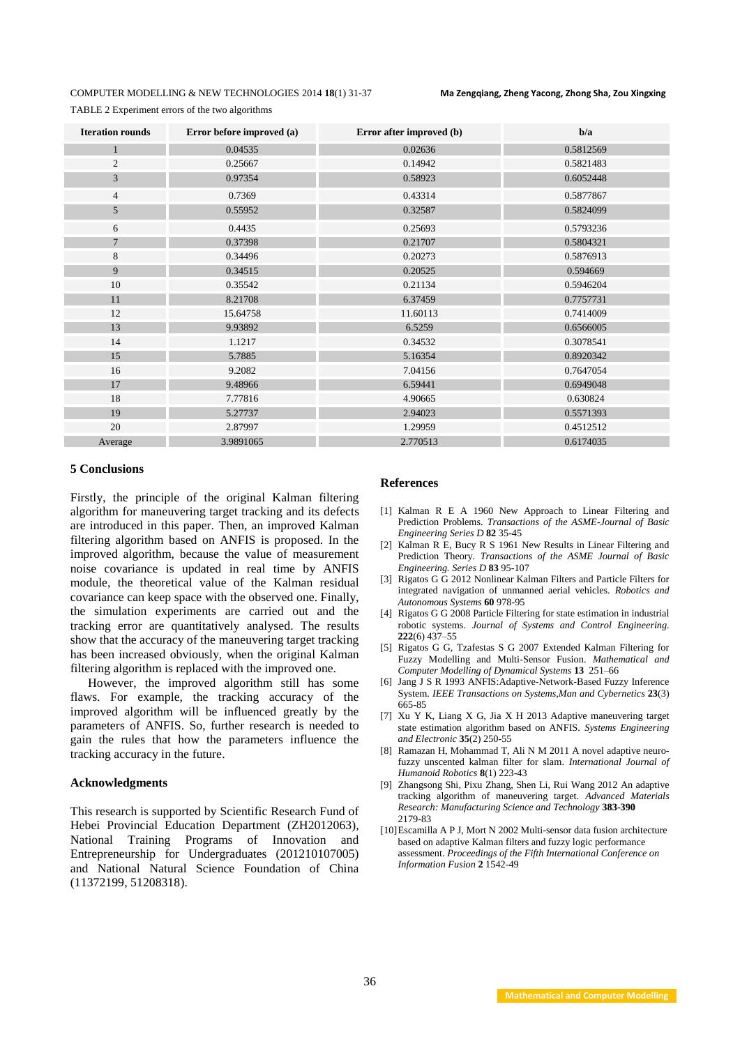TABLE 2 Experiment errors of the two algorithms

| Iteration rounds | Error before improved (a) | Error after improved (b) | b/a |
|---|---|---|---|
| 1 | 0.04535 | 0.02636 | 0.5812569 |
| 2 | 0.25667 | 0.14942 | 0.5821483 |
| 3 | 0.97354 | 0.58923 | 0.6052448 |
| 4 | 0.7369 | 0.43314 | 0.5877867 |
| 5 | 0.55952 | 0.32587 | 0.5824099 |
| 6 | 0.4435 | 0.25693 | 0.5793236 |
| 7 | 0.37398 | 0.21707 | 0.5804321 |
| 8 | 0.34496 | 0.20273 | 0.5876913 |
| 9 | 0.34515 | 0.20525 | 0.594669 |
| 10 | 0.35542 | 0.21134 | 0.5946204 |
| 11 | 8.21708 | 6.37459 | 0.7757731 |
| 12 | 15.64758 | 11.60113 | 0.7414009 |
| 13 | 9.93892 | 6.5259 | 0.6566005 |
| 14 | 1.1217 | 0.34532 | 0.3078541 |
| 15 | 5.7885 | 5.16354 | 0.8920342 |
| 16 | 9.2082 | 7.04156 | 0.7647054 |
| 17 | 9.48966 | 6.59441 | 0.6949048 |
| 18 | 7.77816 | 4.90665 | 0.630824 |
| 19 | 5.27737 | 2.94023 | 0.5571393 |
| 20 | 2.87997 | 1.29959 | 0.4512512 |
| Average | 3.9891065 | 2.770513 | 0.6174035 |

## 5 Conclusions

Firstly, the principle of the original Kalman filtering algorithm for maneuvering target tracking and its defects are introduced in this paper. Then, an improved Kalman filtering algorithm based on ANFIS is proposed. In the improved algorithm, because the value of measurement noise covariance is updated in real time by ANFIS module, the theoretical value of the Kalman residual covariance can keep space with the observed one. Finally, the simulation experiments are carried out and the tracking error are quantitatively analysed. The results show that the accuracy of the maneuvering target tracking has been increased obviously, when the original Kalman filtering algorithm is replaced with the improved one.

However, the improved algorithm still has some flaws. For example, the tracking accuracy of the improved algorithm will be influenced greatly by the parameters of ANFIS. So, further research is needed to gain the rules that how the parameters influence the tracking accuracy in the future.

## Acknowledgments

This research is supported by Scientific Research Fund of Hebei Provincial Education Department (ZH2012063), National Training Programs of Innovation and Entrepreneurship for Undergraduates (201210107005) and National Natural Science Foundation of China (11372199, 51208318).

## References

[1] Kalman R E A 1960 New Approach to Linear Filtering and Prediction Problems. *Transactions of the ASME-Journal of Basic Engineering Series D* **82** 35-45

[2] Kalman R E, Bucy R S 1961 New Results in Linear Filtering and Prediction Theory. *Transactions of the ASME Journal of Basic Engineering. Series D* **83** 95-107

[3] Rigatos G G 2012 Nonlinear Kalman Filters and Particle Filters for integrated navigation of unmanned aerial vehicles. *Robotics and Autonomous Systems* **60** 978-95

[4] Rigatos G G 2008 Particle Filtering for state estimation in industrial robotic systems. *Journal of Systems and Control Engineering.* **222**(6) 437–55

[5] Rigatos G G, Tzafestas S G 2007 Extended Kalman Filtering for Fuzzy Modelling and Multi-Sensor Fusion. *Mathematical and Computer Modelling of Dynamical Systems* **13** 251–66

[6] Jang J S R 1993 ANFIS:Adaptive-Network-Based Fuzzy Inference System. *IEEE Transactions on Systems,Man and Cybernetics* **23**(3) 665-85

[7] Xu Y K, Liang X G, Jia X H 2013 Adaptive maneuvering target state estimation algorithm based on ANFIS. *Systems Engineering and Electronic* **35**(2) 250-55

[8] Ramazan H, Mohammad T, Ali N M 2011 A novel adaptive neuro-fuzzy unscented kalman filter for slam. *International Journal of Humanoid Robotics* **8**(1) 223-43

[9] Zhangsong Shi, Pixu Zhang, Shen Li, Rui Wang 2012 An adaptive tracking algorithm of maneuvering target. *Advanced Materials Research: Manufacturing Science and Technology* **383-390** 2179-83

[10] Escamilla A P J, Mort N 2002 Multi-sensor data fusion architecture based on adaptive Kalman filters and fuzzy logic performance assessment. *Proceedings of the Fifth International Conference on Information Fusion* **2** 1542-49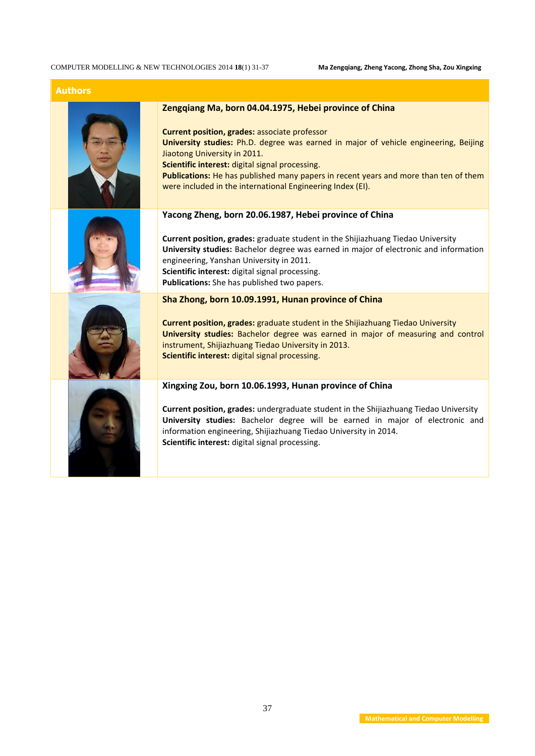## Authors

**Zengqiang Ma, born 04.04.1975, Hebei province of China**

**Current position, grades:** associate professor
**University studies:** Ph.D. degree was earned in major of vehicle engineering, Beijing Jiaotong University in 2011.
**Scientific interest:** digital signal processing.
**Publications:** He has published many papers in recent years and more than ten of them were included in the international Engineering Index (EI).

**Yacong Zheng, born 20.06.1987, Hebei province of China**

**Current position, grades:** graduate student in the Shijiazhuang Tiedao University
**University studies:** Bachelor degree was earned in major of electronic and information engineering, Yanshan University in 2011.
**Scientific interest:** digital signal processing.
**Publications:** She has published two papers.

**Sha Zhong, born 10.09.1991, Hunan province of China**

**Current position, grades:** graduate student in the Shijiazhuang Tiedao University
**University studies:** Bachelor degree was earned in major of measuring and control instrument, Shijiazhuang Tiedao University in 2013.
**Scientific interest:** digital signal processing.

**Xingxing Zou, born 10.06.1993, Hunan province of China**

**Current position, grades:** undergraduate student in the Shijiazhuang Tiedao University
**University studies:** Bachelor degree will be earned in major of electronic and information engineering, Shijiazhuang Tiedao University in 2014.
**Scientific interest:** digital signal processing.